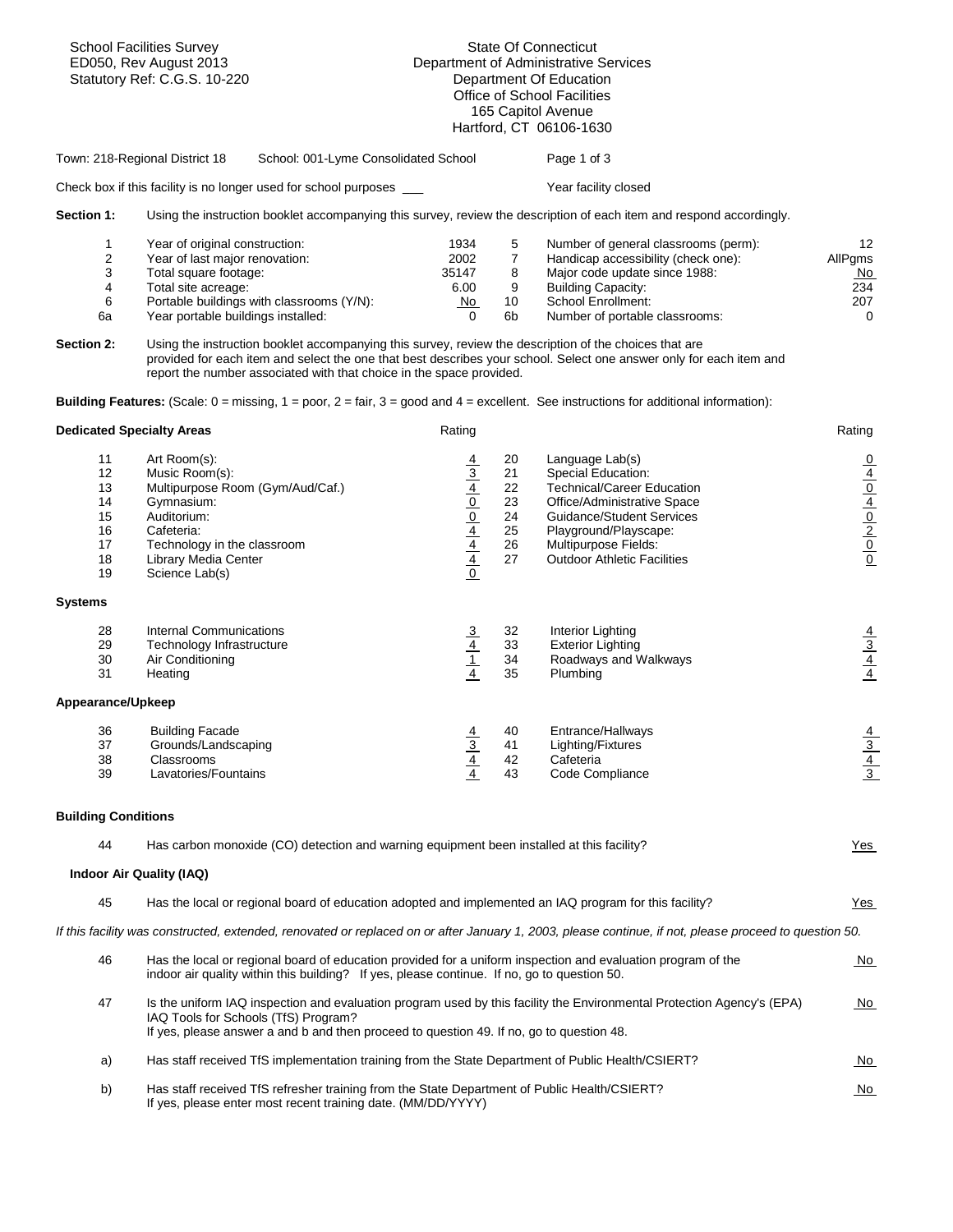School Facilities Survey
ED050, Rev August 2013
Statutory Ref: C.G.S. 10-220

State Of Connecticut
Department of Administrative Services
Department Of Education
Office of School Facilities
165 Capitol Avenue
Hartford, CT 06106-1630

Town: 218-Regional District 18 School: 001-Lyme Consolidated School

Check box if this facility is no longer used for school purposes ___ Year facility closed

**Section 1:** Using the instruction booklet accompanying this survey, review the description of each item and respond accordingly.

| | | | | | |
|---|---|---|---|---|---|
| 1 | Year of original construction: | 1934 | 5 | Number of general classrooms (perm): | 12 |
| 2 | Year of last major renovation: | 2002 | 7 | Handicap accessibility (check one): | AllPgms |
| 3 | Total square footage: | 35147 | 8 | Major code update since 1988: | No |
| 4 | Total site acreage: | 6.00 | 9 | Building Capacity: | 234 |
| 6 | Portable buildings with classrooms (Y/N): | No | 10 | School Enrollment: | 207 |
| 6a | Year portable buildings installed: | 0 | 6b | Number of portable classrooms: | 0 |

**Section 2:** Using the instruction booklet accompanying this survey, review the description of the choices that are provided for each item and select the one that best describes your school. Select one answer only for each item and report the number associated with that choice in the space provided.

**Building Features:** (Scale: 0 = missing, 1 = poor, 2 = fair, 3 = good and 4 = excellent. See instructions for additional information):

**Dedicated Specialty Areas**

| | | Rating | | | Rating |
|---|---|---|---|---|---|
| 11 | Art Room(s): | 4 | 20 | Language Lab(s) | 0 |
| 12 | Music Room(s): | 3 | 21 | Special Education: | 4 |
| 13 | Multipurpose Room (Gym/Aud/Caf.) | 4 | 22 | Technical/Career Education | 0 |
| 14 | Gymnasium: | 0 | 23 | Office/Administrative Space | 4 |
| 15 | Auditorium: | 0 | 24 | Guidance/Student Services | 0 |
| 16 | Cafeteria: | 4 | 25 | Playground/Playscape: | 2 |
| 17 | Technology in the classroom | 4 | 26 | Multipurpose Fields: | 0 |
| 18 | Library Media Center | 4 | 27 | Outdoor Athletic Facilities | 0 |
| 19 | Science Lab(s) | 0 | | | |

**Systems**

| | | | | | |
|---|---|---|---|---|---|
| 28 | Internal Communications | 3 | 32 | Interior Lighting | 4 |
| 29 | Technology Infrastructure | 4 | 33 | Exterior Lighting | 3 |
| 30 | Air Conditioning | 1 | 34 | Roadways and Walkways | 4 |
| 31 | Heating | 4 | 35 | Plumbing | 4 |

**Appearance/Upkeep**

| | | | | | |
|---|---|---|---|---|---|
| 36 | Building Facade | 4 | 40 | Entrance/Hallways | 4 |
| 37 | Grounds/Landscaping | 3 | 41 | Lighting/Fixtures | 3 |
| 38 | Classrooms | 4 | 42 | Cafeteria | 4 |
| 39 | Lavatories/Fountains | 4 | 43 | Code Compliance | 3 |

**Building Conditions**

44 Has carbon monoxide (CO) detection and warning equipment been installed at this facility? Yes

**Indoor Air Quality (IAQ)**

45 Has the local or regional board of education adopted and implemented an IAQ program for this facility? Yes

*If this facility was constructed, extended, renovated or replaced on or after January 1, 2003, please continue, if not, please proceed to question 50.*

46 Has the local or regional board of education provided for a uniform inspection and evaluation program of the indoor air quality within this building? If yes, please continue. If no, go to question 50. No

47 Is the uniform IAQ inspection and evaluation program used by this facility the Environmental Protection Agency's (EPA) IAQ Tools for Schools (TfS) Program?
If yes, please answer a and b and then proceed to question 49. If no, go to question 48. No

a) Has staff received TfS implementation training from the State Department of Public Health/CSIERT? No

b) Has staff received TfS refresher training from the State Department of Public Health/CSIERT?
If yes, please enter most recent training date. (MM/DD/YYYY) No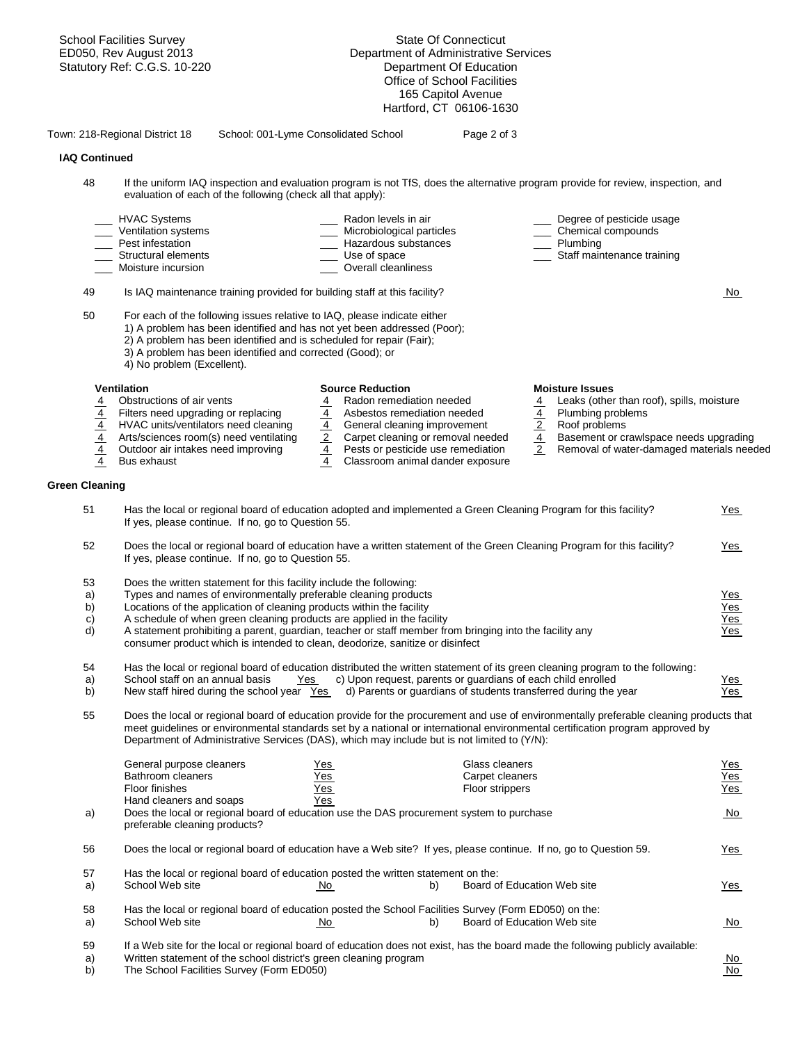Town: 218-Regional District 18 School: 001-Lyme Consolidated School

### IAQ Continued

48 If the uniform IAQ inspection and evaluation program is not TfS, does the alternative program provide for review, inspection, and evaluation of each of the following (check all that apply):

- ___ HVAC Systems
- ___ Ventilation systems
- ___ Pest infestation
- ___ Structural elements
- ___ Moisture incursion
- ___ Radon levels in air
- ___ Microbiological particles
- ___ Hazardous substances
- ___ Use of space
- ___ Overall cleanliness
- ___ Degree of pesticide usage
- ___ Chemical compounds
- ___ Plumbing
- ___ Staff maintenance training

49 Is IAQ maintenance training provided for building staff at this facility? No

50 For each of the following issues relative to IAQ, please indicate either
1) A problem has been identified and has not yet been addressed (Poor);
2) A problem has been identified and is scheduled for repair (Fair);
3) A problem has been identified and corrected (Good); or
4) No problem (Excellent).

**Ventilation**

- 4 Obstructions of air vents
- 4 Filters need upgrading or replacing
- 4 HVAC units/ventilators need cleaning
- 4 Arts/sciences room(s) need ventilating
- 4 Outdoor air intakes need improving
- 4 Bus exhaust

**Source Reduction**

- 4 Radon remediation needed
- 4 Asbestos remediation needed
- 4 General cleaning improvement
- 2 Carpet cleaning or removal needed
- 4 Pests or pesticide use remediation
- 4 Classroom animal dander exposure

**Moisture Issues**

- 4 Leaks (other than roof), spills, moisture
- 4 Plumbing problems
- 2 Roof problems
- 4 Basement or crawlspace needs upgrading
- 2 Removal of water-damaged materials needed

### Green Cleaning

51 Has the local or regional board of education adopted and implemented a Green Cleaning Program for this facility? If yes, please continue. If no, go to Question 55. Yes

52 Does the local or regional board of education have a written statement of the Green Cleaning Program for this facility? If yes, please continue. If no, go to Question 55. Yes

53 Does the written statement for this facility include the following:

a) Types and names of environmentally preferable cleaning products Yes
b) Locations of the application of cleaning products within the facility Yes
c) A schedule of when green cleaning products are applied in the facility Yes
d) A statement prohibiting a parent, guardian, teacher or staff member from bringing into the facility any consumer product which is intended to clean, deodorize, sanitize or disinfect Yes

54 Has the local or regional board of education distributed the written statement of its green cleaning program to the following:

a) School staff on an annual basis Yes
b) New staff hired during the school year Yes
c) Upon request, parents or guardians of each child enrolled Yes
d) Parents or guardians of students transferred during the year Yes

55 Does the local or regional board of education provide for the procurement and use of environmentally preferable cleaning products that meet guidelines or environmental standards set by a national or international environmental certification program approved by Department of Administrative Services (DAS), which may include but is not limited to (Y/N):

| | | | |
|---|---|---|---|
| General purpose cleaners | Yes | Glass cleaners | Yes |
| Bathroom cleaners | Yes | Carpet cleaners | Yes |
| Floor finishes | Yes | Floor strippers | Yes |
| Hand cleaners and soaps | Yes | | |

a) Does the local or regional board of education use the DAS procurement system to purchase preferable cleaning products? No

56 Does the local or regional board of education have a Web site? If yes, please continue. If no, go to Question 59. Yes

57 Has the local or regional board of education posted the written statement on the:

a) School Web site No
b) Board of Education Web site Yes

58 Has the local or regional board of education posted the School Facilities Survey (Form ED050) on the:

a) School Web site No
b) Board of Education Web site No

59 If a Web site for the local or regional board of education does not exist, has the board made the following publicly available:

a) Written statement of the school district's green cleaning program No
b) The School Facilities Survey (Form ED050) No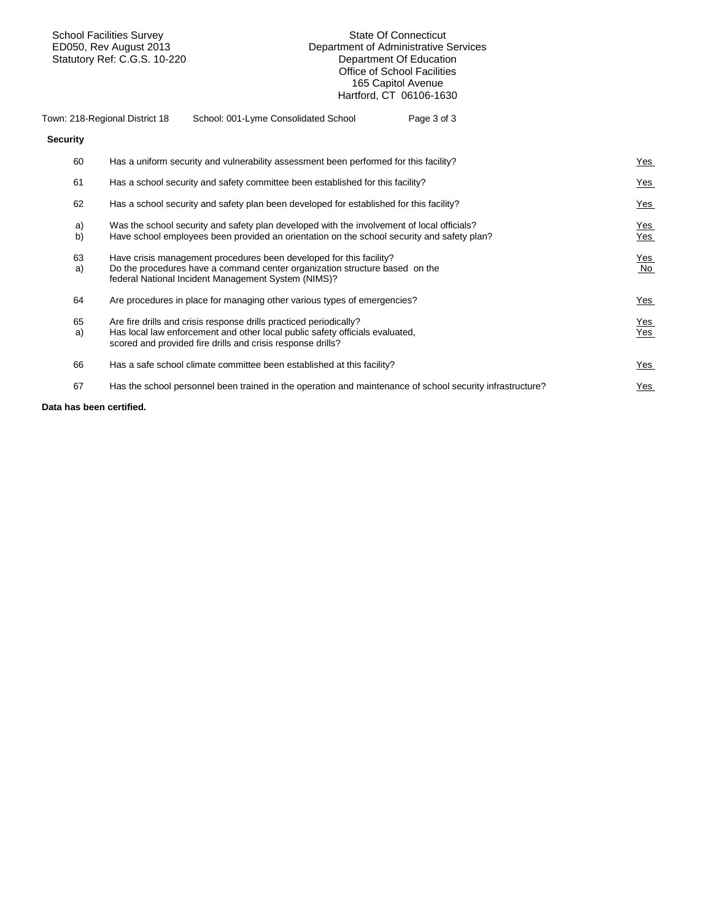School Facilities Survey
ED050, Rev August 2013
Statutory Ref: C.G.S. 10-220

State Of Connecticut
Department of Administrative Services
Department Of Education
Office of School Facilities
165 Capitol Avenue
Hartford, CT 06106-1630

Town: 218-Regional District 18 School: 001-Lyme Consolidated School

**Security**

| | | |
|---|---|---|
| 60 | Has a uniform security and vulnerability assessment been performed for this facility? | Yes |
| 61 | Has a school security and safety committee been established for this facility? | Yes |
| 62 | Has a school security and safety plan been developed for established for this facility? | Yes |
| a) | Was the school security and safety plan developed with the involvement of local officials? | Yes |
| b) | Have school employees been provided an orientation on the school security and safety plan? | Yes |
| 63 | Have crisis management procedures been developed for this facility? | Yes |
| a) | Do the procedures have a command center organization structure based on the federal National Incident Management System (NIMS)? | No |
| 64 | Are procedures in place for managing other various types of emergencies? | Yes |
| 65 | Are fire drills and crisis response drills practiced periodically? | Yes |
| a) | Has local law enforcement and other local public safety officials evaluated, scored and provided fire drills and crisis response drills? | Yes |
| 66 | Has a safe school climate committee been established at this facility? | Yes |
| 67 | Has the school personnel been trained in the operation and maintenance of school security infrastructure? | Yes |

**Data has been certified.**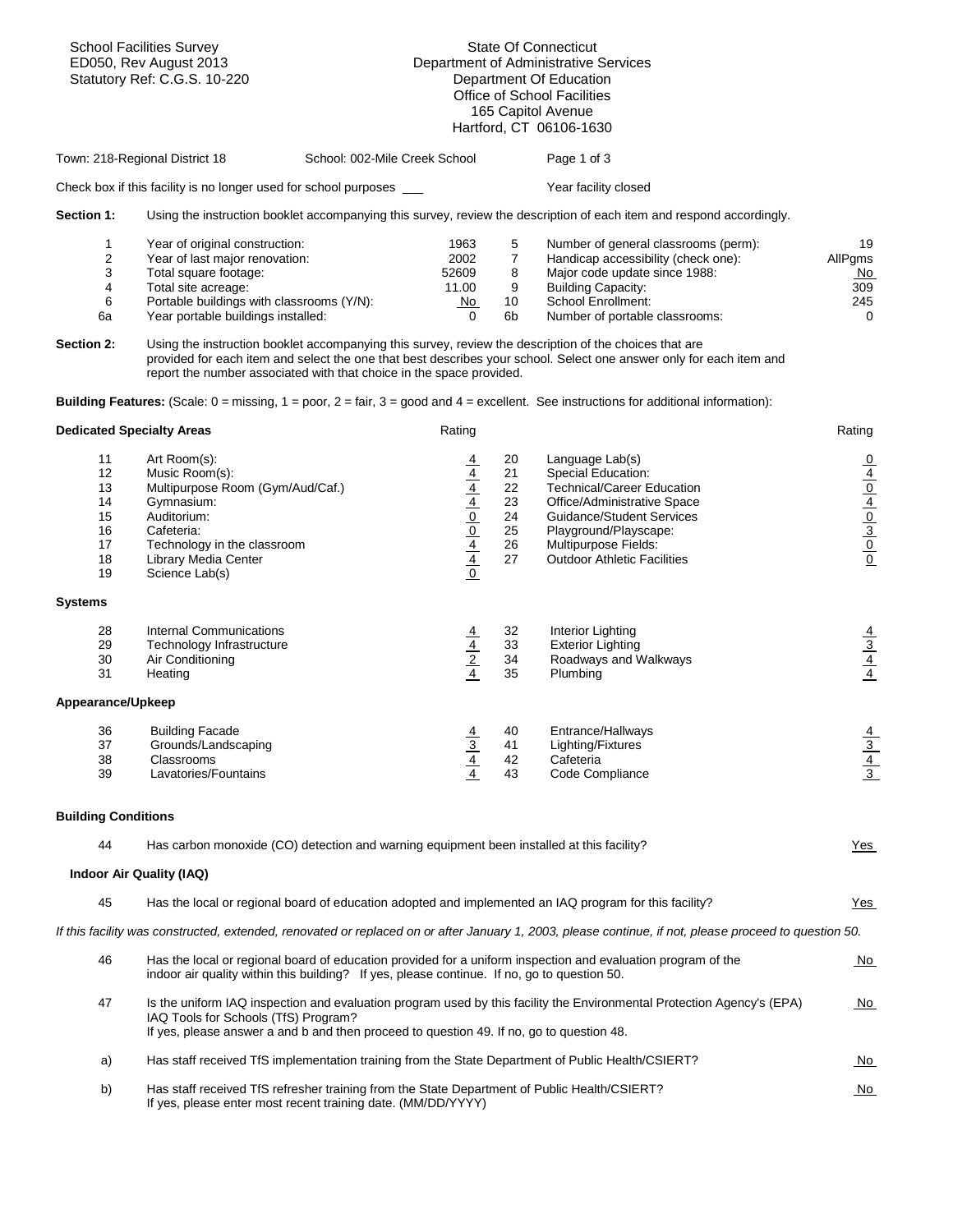School Facilities Survey
ED050, Rev August 2013
Statutory Ref: C.G.S. 10-220

State Of Connecticut
Department of Administrative Services
Department Of Education
Office of School Facilities
165 Capitol Avenue
Hartford, CT 06106-1630

Town: 218-Regional District 18 School: 002-Mile Creek School

Check box if this facility is no longer used for school purposes ___ Year facility closed

**Section 1:** Using the instruction booklet accompanying this survey, review the description of each item and respond accordingly.

| | | | | | |
|---|---|---|---|---|---|
| 1 | Year of original construction: | 1963 | 5 | Number of general classrooms (perm): | 19 |
| 2 | Year of last major renovation: | 2002 | 7 | Handicap accessibility (check one): | AllPgms |
| 3 | Total square footage: | 52609 | 8 | Major code update since 1988: | No |
| 4 | Total site acreage: | 11.00 | 9 | Building Capacity: | 309 |
| 6 | Portable buildings with classrooms (Y/N): | No | 10 | School Enrollment: | 245 |
| 6a | Year portable buildings installed: | 0 | 6b | Number of portable classrooms: | 0 |

**Section 2:** Using the instruction booklet accompanying this survey, review the description of the choices that are provided for each item and select the one that best describes your school. Select one answer only for each item and report the number associated with that choice in the space provided.

**Building Features:** (Scale: 0 = missing, 1 = poor, 2 = fair, 3 = good and 4 = excellent. See instructions for additional information):

**Dedicated Specialty Areas**

| | | Rating | | | Rating |
|---|---|---|---|---|---|
| 11 | Art Room(s): | 4 | 20 | Language Lab(s) | 0 |
| 12 | Music Room(s): | 4 | 21 | Special Education: | 4 |
| 13 | Multipurpose Room (Gym/Aud/Caf.) | 4 | 22 | Technical/Career Education | 0 |
| 14 | Gymnasium: | 4 | 23 | Office/Administrative Space | 4 |
| 15 | Auditorium: | 0 | 24 | Guidance/Student Services | 0 |
| 16 | Cafeteria: | 0 | 25 | Playground/Playscape: | 3 |
| 17 | Technology in the classroom | 4 | 26 | Multipurpose Fields: | 0 |
| 18 | Library Media Center | 4 | 27 | Outdoor Athletic Facilities | 0 |
| 19 | Science Lab(s) | 0 | | | |

**Systems**

| | | | | | |
|---|---|---|---|---|---|
| 28 | Internal Communications | 4 | 32 | Interior Lighting | 4 |
| 29 | Technology Infrastructure | 4 | 33 | Exterior Lighting | 3 |
| 30 | Air Conditioning | 2 | 34 | Roadways and Walkways | 4 |
| 31 | Heating | 4 | 35 | Plumbing | 4 |

**Appearance/Upkeep**

| | | | | | |
|---|---|---|---|---|---|
| 36 | Building Facade | 4 | 40 | Entrance/Hallways | 4 |
| 37 | Grounds/Landscaping | 3 | 41 | Lighting/Fixtures | 3 |
| 38 | Classrooms | 4 | 42 | Cafeteria | 4 |
| 39 | Lavatories/Fountains | 4 | 43 | Code Compliance | 3 |

**Building Conditions**

44 Has carbon monoxide (CO) detection and warning equipment been installed at this facility? Yes

**Indoor Air Quality (IAQ)**

45 Has the local or regional board of education adopted and implemented an IAQ program for this facility? Yes

*If this facility was constructed, extended, renovated or replaced on or after January 1, 2003, please continue, if not, please proceed to question 50.*

46 Has the local or regional board of education provided for a uniform inspection and evaluation program of the indoor air quality within this building? If yes, please continue. If no, go to question 50. No

47 Is the uniform IAQ inspection and evaluation program used by this facility the Environmental Protection Agency's (EPA) IAQ Tools for Schools (TfS) Program? If yes, please answer a and b and then proceed to question 49. If no, go to question 48. No

a) Has staff received TfS implementation training from the State Department of Public Health/CSIERT? No

b) Has staff received TfS refresher training from the State Department of Public Health/CSIERT? If yes, please enter most recent training date. (MM/DD/YYYY) No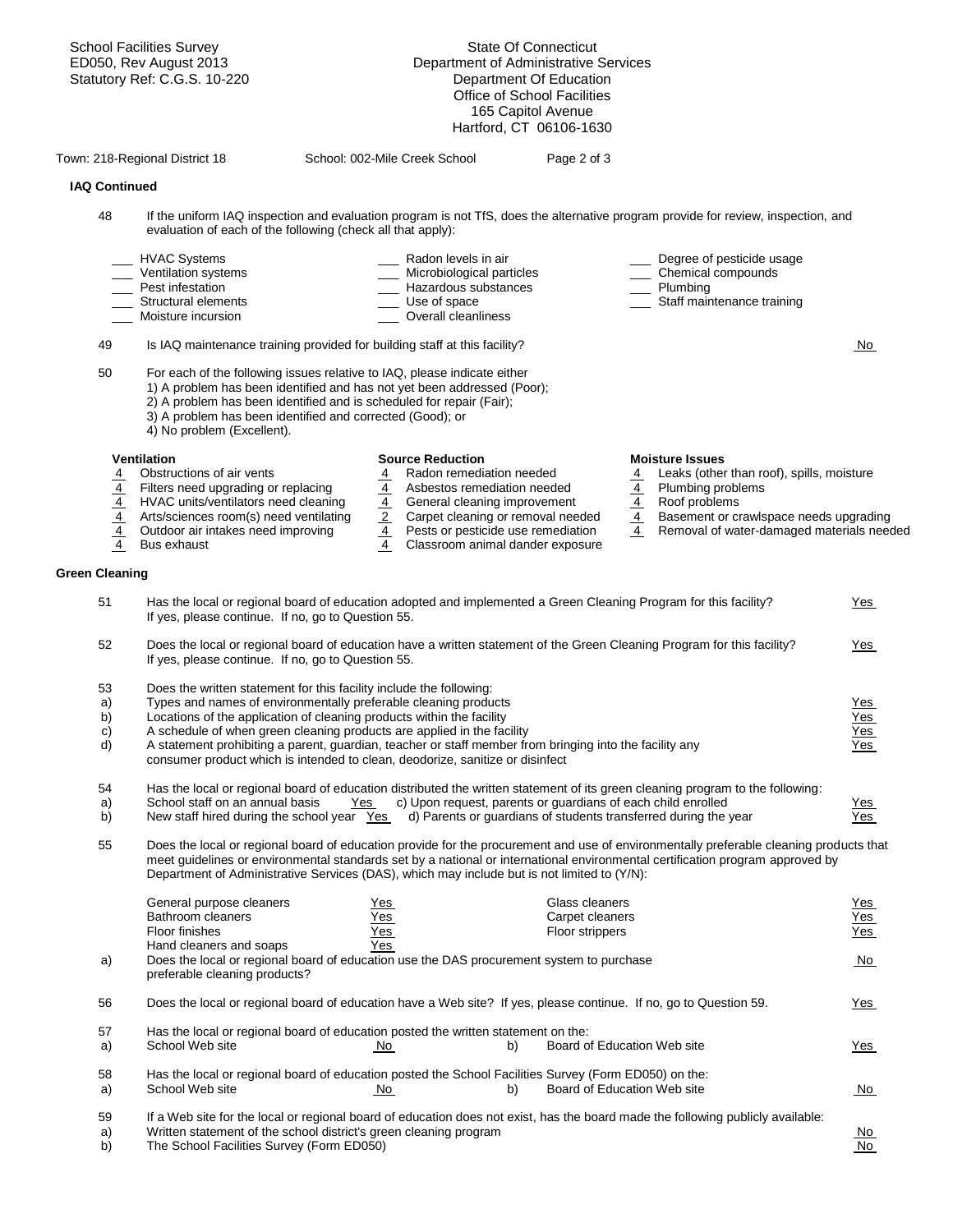School Facilities Survey
ED050, Rev August 2013
Statutory Ref: C.G.S. 10-220

State Of Connecticut
Department of Administrative Services
Department Of Education
Office of School Facilities
165 Capitol Avenue
Hartford, CT 06106-1630

Town: 218-Regional District 18    School: 002-Mile Creek School

### IAQ Continued

48 If the uniform IAQ inspection and evaluation program is not TfS, does the alternative program provide for review, inspection, and evaluation of each of the following (check all that apply):

- ___ HVAC Systems
- ___ Ventilation systems
- ___ Pest infestation
- ___ Structural elements
- ___ Moisture incursion
- ___ Radon levels in air
- ___ Microbiological particles
- ___ Hazardous substances
- ___ Use of space
- ___ Overall cleanliness
- ___ Degree of pesticide usage
- ___ Chemical compounds
- ___ Plumbing
- ___ Staff maintenance training

49 Is IAQ maintenance training provided for building staff at this facility? No

50 For each of the following issues relative to IAQ, please indicate either
1) A problem has been identified and has not yet been addressed (Poor);
2) A problem has been identified and is scheduled for repair (Fair);
3) A problem has been identified and corrected (Good); or
4) No problem (Excellent).

**Ventilation**

- 4 Obstructions of air vents
- 4 Filters need upgrading or replacing
- 4 HVAC units/ventilators need cleaning
- 4 Arts/sciences room(s) need ventilating
- 4 Outdoor air intakes need improving
- 4 Bus exhaust

**Source Reduction**

- 4 Radon remediation needed
- 4 Asbestos remediation needed
- 4 General cleaning improvement
- 2 Carpet cleaning or removal needed
- 4 Pests or pesticide use remediation
- 4 Classroom animal dander exposure

**Moisture Issues**

- 4 Leaks (other than roof), spills, moisture
- 4 Plumbing problems
- 4 Roof problems
- 4 Basement or crawlspace needs upgrading
- 4 Removal of water-damaged materials needed

### Green Cleaning

51 Has the local or regional board of education adopted and implemented a Green Cleaning Program for this facility? If yes, please continue. If no, go to Question 55. Yes

52 Does the local or regional board of education have a written statement of the Green Cleaning Program for this facility? If yes, please continue. If no, go to Question 55. Yes

53 Does the written statement for this facility include the following:
a) Types and names of environmentally preferable cleaning products Yes
b) Locations of the application of cleaning products within the facility Yes
c) A schedule of when green cleaning products are applied in the facility Yes
d) A statement prohibiting a parent, guardian, teacher or staff member from bringing into the facility any consumer product which is intended to clean, deodorize, sanitize or disinfect Yes

54 Has the local or regional board of education distributed the written statement of its green cleaning program to the following:
a) School staff on an annual basis Yes
b) New staff hired during the school year Yes
c) Upon request, parents or guardians of each child enrolled Yes
d) Parents or guardians of students transferred during the year Yes

55 Does the local or regional board of education provide for the procurement and use of environmentally preferable cleaning products that meet guidelines or environmental standards set by a national or international environmental certification program approved by Department of Administrative Services (DAS), which may include but is not limited to (Y/N):

| | | | |
|---|---|---|---|
| General purpose cleaners | Yes | Glass cleaners | Yes |
| Bathroom cleaners | Yes | Carpet cleaners | Yes |
| Floor finishes | Yes | Floor strippers | Yes |
| Hand cleaners and soaps | Yes | | |

a) Does the local or regional board of education use the DAS procurement system to purchase preferable cleaning products? No

56 Does the local or regional board of education have a Web site? If yes, please continue. If no, go to Question 59. Yes

57 Has the local or regional board of education posted the written statement on the:
a) School Web site No
b) Board of Education Web site Yes

58 Has the local or regional board of education posted the School Facilities Survey (Form ED050) on the:
a) School Web site No
b) Board of Education Web site No

59 If a Web site for the local or regional board of education does not exist, has the board made the following publicly available:
a) Written statement of the school district's green cleaning program No
b) The School Facilities Survey (Form ED050) No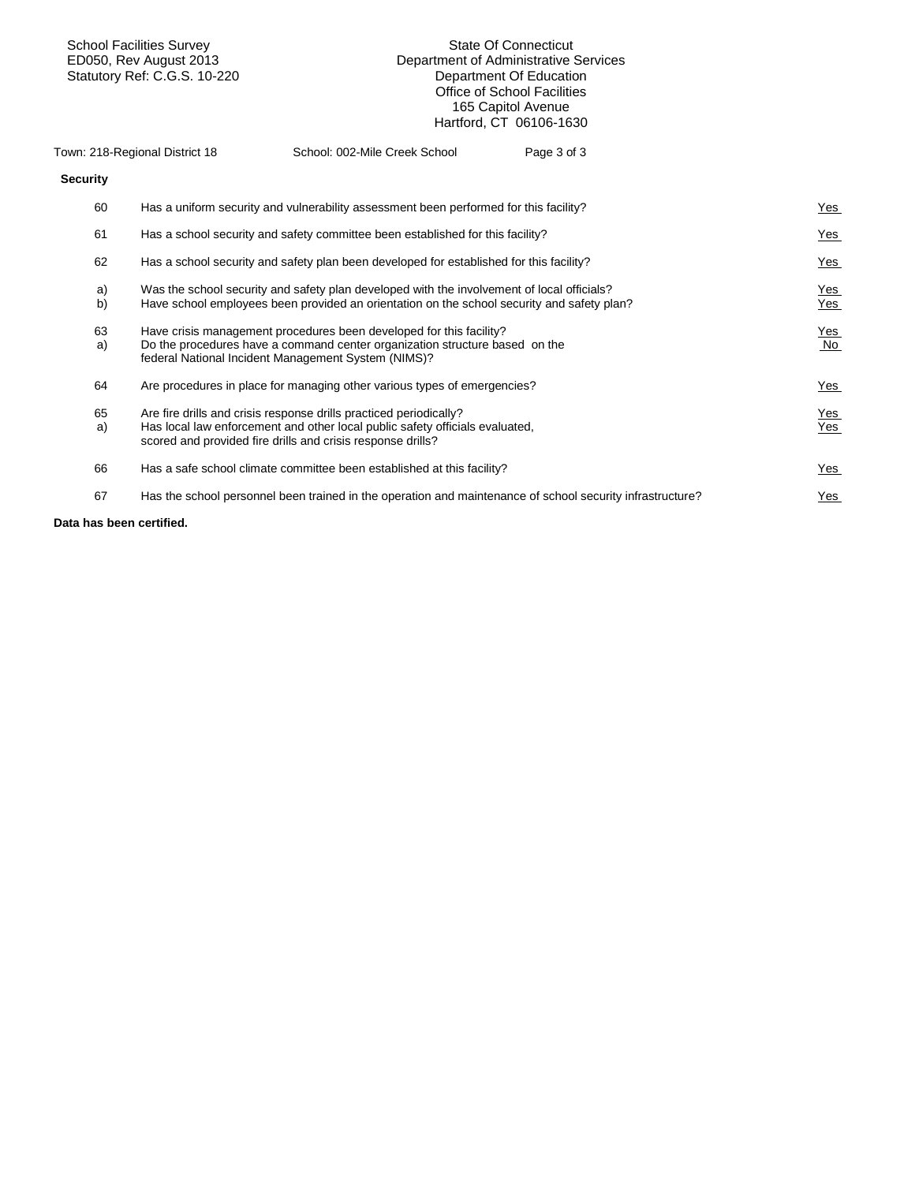School Facilities Survey
ED050, Rev August 2013
Statutory Ref: C.G.S. 10-220

State Of Connecticut
Department of Administrative Services
Department Of Education
Office of School Facilities
165 Capitol Avenue
Hartford, CT 06106-1630

Town: 218-Regional District 18 School: 002-Mile Creek School

**Security**

| | | |
|---|---|---|
| 60 | Has a uniform security and vulnerability assessment been performed for this facility? | Yes |
| 61 | Has a school security and safety committee been established for this facility? | Yes |
| 62 | Has a school security and safety plan been developed for established for this facility? | Yes |
| a) | Was the school security and safety plan developed with the involvement of local officials? | Yes |
| b) | Have school employees been provided an orientation on the school security and safety plan? | Yes |
| 63 | Have crisis management procedures been developed for this facility? | Yes |
| a) | Do the procedures have a command center organization structure based on the federal National Incident Management System (NIMS)? | No |
| 64 | Are procedures in place for managing other various types of emergencies? | Yes |
| 65 | Are fire drills and crisis response drills practiced periodically? | Yes |
| a) | Has local law enforcement and other local public safety officials evaluated, scored and provided fire drills and crisis response drills? | Yes |
| 66 | Has a safe school climate committee been established at this facility? | Yes |
| 67 | Has the school personnel been trained in the operation and maintenance of school security infrastructure? | Yes |

**Data has been certified.**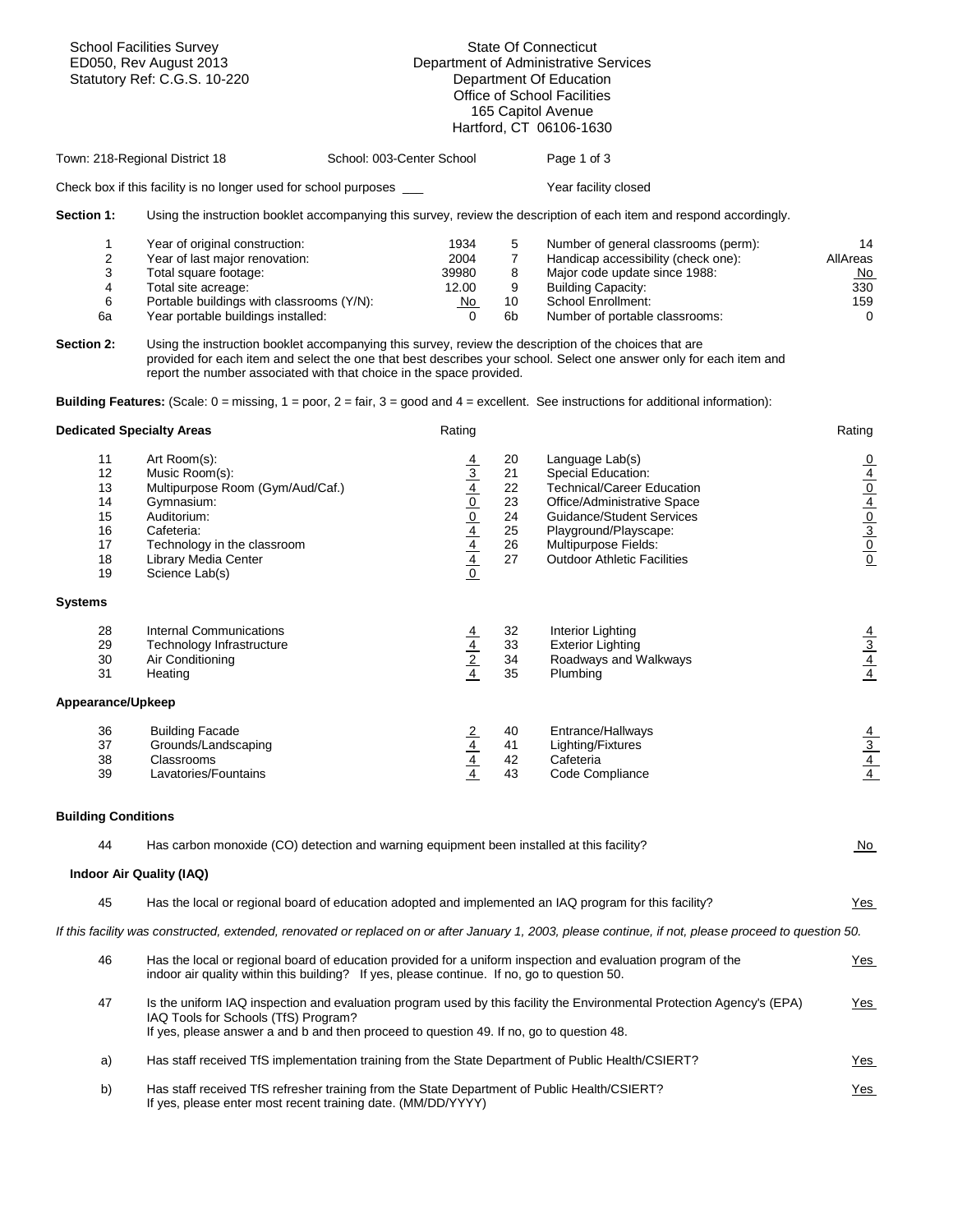School Facilities Survey
ED050, Rev August 2013
Statutory Ref: C.G.S. 10-220

State Of Connecticut
Department of Administrative Services
Department Of Education
Office of School Facilities
165 Capitol Avenue
Hartford, CT 06106-1630

Town: 218-Regional District 18 | School: 003-Center School | Page 1 of 3

Check box if this facility is no longer used for school purposes ___ | Year facility closed

**Section 1:** Using the instruction booklet accompanying this survey, review the description of each item and respond accordingly.

| # | Item | Value | # | Item | Value |
|---|---|---|---|---|---|
| 1 | Year of original construction: | 1934 | 5 | Number of general classrooms (perm): | 14 |
| 2 | Year of last major renovation: | 2004 | 7 | Handicap accessibility (check one): | AllAreas |
| 3 | Total square footage: | 39980 | 8 | Major code update since 1988: | No |
| 4 | Total site acreage: | 12.00 | 9 | Building Capacity: | 330 |
| 6 | Portable buildings with classrooms (Y/N): | No | 10 | School Enrollment: | 159 |
| 6a | Year portable buildings installed: | 0 | 6b | Number of portable classrooms: | 0 |

**Section 2:** Using the instruction booklet accompanying this survey, review the description of the choices that are provided for each item and select the one that best describes your school. Select one answer only for each item and report the number associated with that choice in the space provided.

**Building Features:** (Scale: 0 = missing, 1 = poor, 2 = fair, 3 = good and 4 = excellent. See instructions for additional information):

**Dedicated Specialty Areas**

| # | Item | Rating | # | Item | Rating |
|---|---|---|---|---|---|
| 11 | Art Room(s): | 4 | 20 | Language Lab(s) | 0 |
| 12 | Music Room(s): | 3 | 21 | Special Education: | 4 |
| 13 | Multipurpose Room (Gym/Aud/Caf.) | 4 | 22 | Technical/Career Education | 0 |
| 14 | Gymnasium: | 0 | 23 | Office/Administrative Space | 4 |
| 15 | Auditorium: | 0 | 24 | Guidance/Student Services | 0 |
| 16 | Cafeteria: | 4 | 25 | Playground/Playscape: | 3 |
| 17 | Technology in the classroom | 4 | 26 | Multipurpose Fields: | 0 |
| 18 | Library Media Center | 4 | 27 | Outdoor Athletic Facilities | 0 |
| 19 | Science Lab(s) | 0 | | | |

**Systems**

| # | Item | Rating | # | Item | Rating |
|---|---|---|---|---|---|
| 28 | Internal Communications | 4 | 32 | Interior Lighting | 4 |
| 29 | Technology Infrastructure | 4 | 33 | Exterior Lighting | 3 |
| 30 | Air Conditioning | 2 | 34 | Roadways and Walkways | 4 |
| 31 | Heating | 4 | 35 | Plumbing | 4 |

**Appearance/Upkeep**

| # | Item | Rating | # | Item | Rating |
|---|---|---|---|---|---|
| 36 | Building Facade | 2 | 40 | Entrance/Hallways | 4 |
| 37 | Grounds/Landscaping | 4 | 41 | Lighting/Fixtures | 3 |
| 38 | Classrooms | 4 | 42 | Cafeteria | 4 |
| 39 | Lavatories/Fountains | 4 | 43 | Code Compliance | 4 |

**Building Conditions**

44 Has carbon monoxide (CO) detection and warning equipment been installed at this facility? **No**

**Indoor Air Quality (IAQ)**

45 Has the local or regional board of education adopted and implemented an IAQ program for this facility? **Yes**

*If this facility was constructed, extended, renovated or replaced on or after January 1, 2003, please continue, if not, please proceed to question 50.*

46 Has the local or regional board of education provided for a uniform inspection and evaluation program of the indoor air quality within this building? If yes, please continue. If no, go to question 50. **Yes**

47 Is the uniform IAQ inspection and evaluation program used by this facility the Environmental Protection Agency's (EPA) IAQ Tools for Schools (TfS) Program? If yes, please answer a and b and then proceed to question 49. If no, go to question 48. **Yes**

a) Has staff received TfS implementation training from the State Department of Public Health/CSIERT? **Yes**

b) Has staff received TfS refresher training from the State Department of Public Health/CSIERT? If yes, please enter most recent training date. (MM/DD/YYYY) **Yes**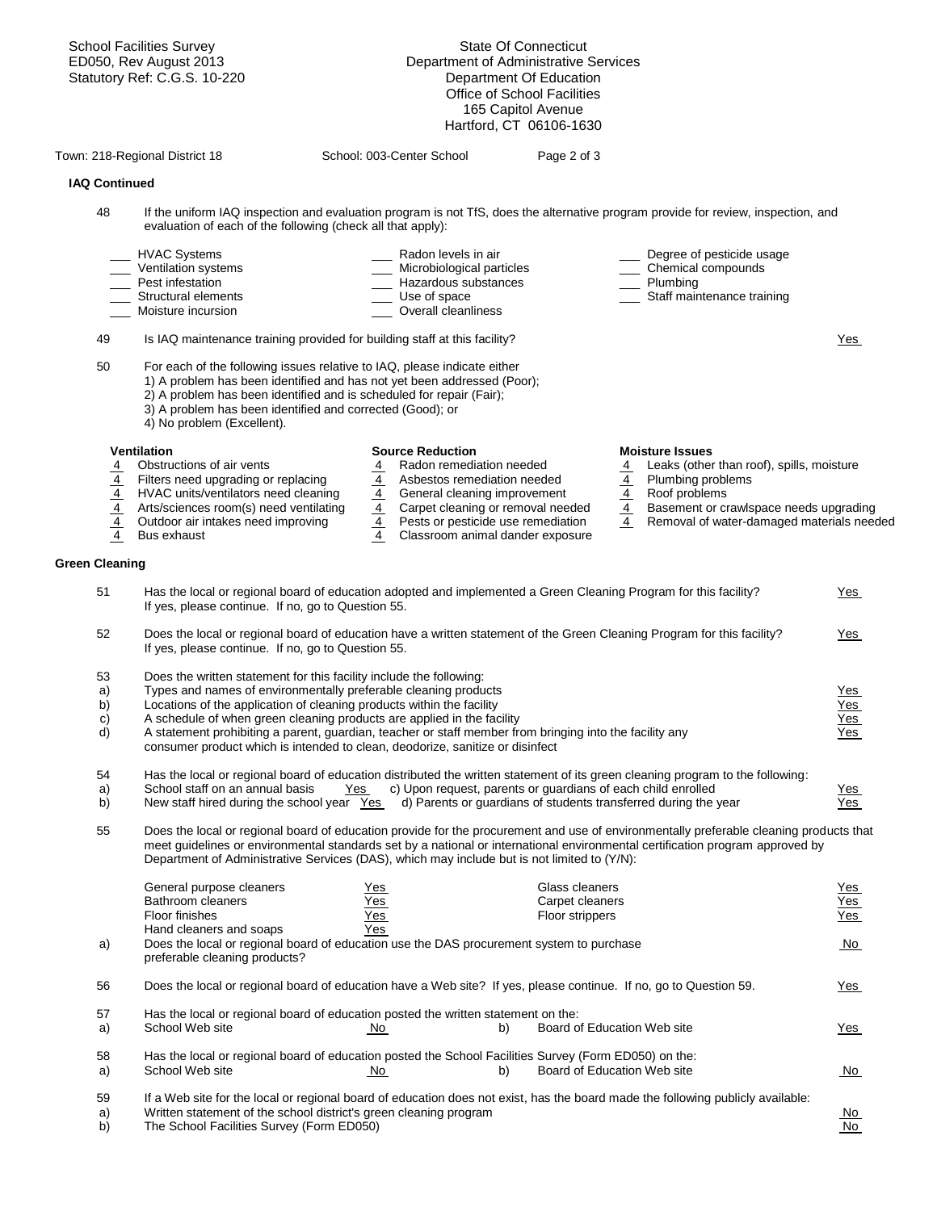School Facilities Survey
ED050, Rev August 2013
Statutory Ref: C.G.S. 10-220

State Of Connecticut
Department of Administrative Services
Department Of Education
Office of School Facilities
165 Capitol Avenue
Hartford, CT 06106-1630

Town: 218-Regional District 18 School: 003-Center School

### IAQ Continued

48 If the uniform IAQ inspection and evaluation program is not TfS, does the alternative program provide for review, inspection, and evaluation of each of the following (check all that apply):

- ___ HVAC Systems
- ___ Ventilation systems
- ___ Pest infestation
- ___ Structural elements
- ___ Moisture incursion
- ___ Radon levels in air
- ___ Microbiological particles
- ___ Hazardous substances
- ___ Use of space
- ___ Overall cleanliness
- ___ Degree of pesticide usage
- ___ Chemical compounds
- ___ Plumbing
- ___ Staff maintenance training

49 Is IAQ maintenance training provided for building staff at this facility? Yes

50 For each of the following issues relative to IAQ, please indicate either
1) A problem has been identified and has not yet been addressed (Poor);
2) A problem has been identified and is scheduled for repair (Fair);
3) A problem has been identified and corrected (Good); or
4) No problem (Excellent).

**Ventilation**
- 4 Obstructions of air vents
- 4 Filters need upgrading or replacing
- 4 HVAC units/ventilators need cleaning
- 4 Arts/sciences room(s) need ventilating
- 4 Outdoor air intakes need improving
- 4 Bus exhaust

**Source Reduction**
- 4 Radon remediation needed
- 4 Asbestos remediation needed
- 4 General cleaning improvement
- 4 Carpet cleaning or removal needed
- 4 Pests or pesticide use remediation
- 4 Classroom animal dander exposure

**Moisture Issues**
- 4 Leaks (other than roof), spills, moisture
- 4 Plumbing problems
- 4 Roof problems
- 4 Basement or crawlspace needs upgrading
- 4 Removal of water-damaged materials needed

### Green Cleaning

51 Has the local or regional board of education adopted and implemented a Green Cleaning Program for this facility? If yes, please continue. If no, go to Question 55. Yes

52 Does the local or regional board of education have a written statement of the Green Cleaning Program for this facility? If yes, please continue. If no, go to Question 55. Yes

53 Does the written statement for this facility include the following:
a) Types and names of environmentally preferable cleaning products Yes
b) Locations of the application of cleaning products within the facility Yes
c) A schedule of when green cleaning products are applied in the facility Yes
d) A statement prohibiting a parent, guardian, teacher or staff member from bringing into the facility any consumer product which is intended to clean, deodorize, sanitize or disinfect Yes

54 Has the local or regional board of education distributed the written statement of its green cleaning program to the following:
a) School staff on an annual basis Yes
b) New staff hired during the school year Yes
c) Upon request, parents or guardians of each child enrolled Yes
d) Parents or guardians of students transferred during the year Yes

55 Does the local or regional board of education provide for the procurement and use of environmentally preferable cleaning products that meet guidelines or environmental standards set by a national or international environmental certification program approved by Department of Administrative Services (DAS), which may include but is not limited to (Y/N):

| | | | |
|---|---|---|---|
| General purpose cleaners | Yes | Glass cleaners | Yes |
| Bathroom cleaners | Yes | Carpet cleaners | Yes |
| Floor finishes | Yes | Floor strippers | Yes |
| Hand cleaners and soaps | Yes | | |

a) Does the local or regional board of education use the DAS procurement system to purchase preferable cleaning products? No

56 Does the local or regional board of education have a Web site? If yes, please continue. If no, go to Question 59. Yes

57 Has the local or regional board of education posted the written statement on the:
a) School Web site No
b) Board of Education Web site Yes

58 Has the local or regional board of education posted the School Facilities Survey (Form ED050) on the:
a) School Web site No
b) Board of Education Web site No

59 If a Web site for the local or regional board of education does not exist, has the board made the following publicly available:
a) Written statement of the school district's green cleaning program No
b) The School Facilities Survey (Form ED050) No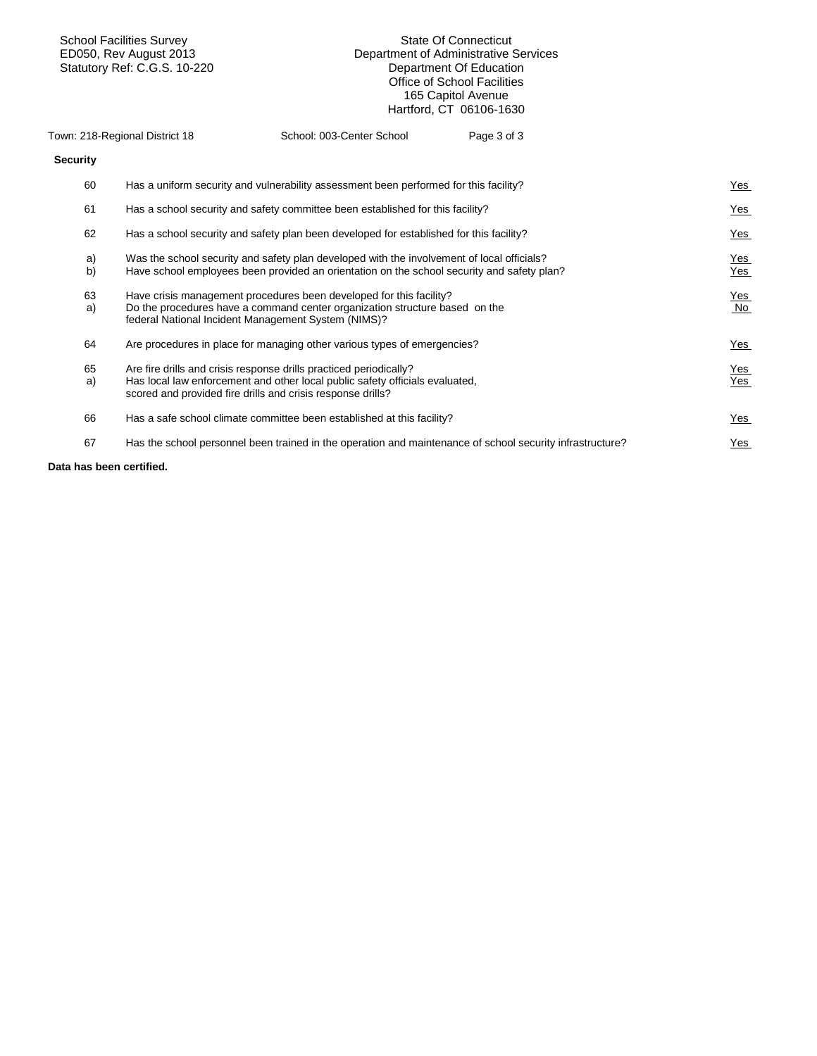School Facilities Survey
ED050, Rev August 2013
Statutory Ref: C.G.S. 10-220

State Of Connecticut
Department of Administrative Services
Department Of Education
Office of School Facilities
165 Capitol Avenue
Hartford, CT 06106-1630

Town: 218-Regional District 18 School: 003-Center School

**Security**

| | | |
|---|---|---|
| 60 | Has a uniform security and vulnerability assessment been performed for this facility? | Yes |
| 61 | Has a school security and safety committee been established for this facility? | Yes |
| 62 | Has a school security and safety plan been developed for established for this facility? | Yes |
| a) | Was the school security and safety plan developed with the involvement of local officials? | Yes |
| b) | Have school employees been provided an orientation on the school security and safety plan? | Yes |
| 63 | Have crisis management procedures been developed for this facility? | Yes |
| a) | Do the procedures have a command center organization structure based on the federal National Incident Management System (NIMS)? | No |
| 64 | Are procedures in place for managing other various types of emergencies? | Yes |
| 65 | Are fire drills and crisis response drills practiced periodically? | Yes |
| a) | Has local law enforcement and other local public safety officials evaluated, scored and provided fire drills and crisis response drills? | Yes |
| 66 | Has a safe school climate committee been established at this facility? | Yes |
| 67 | Has the school personnel been trained in the operation and maintenance of school security infrastructure? | Yes |

**Data has been certified.**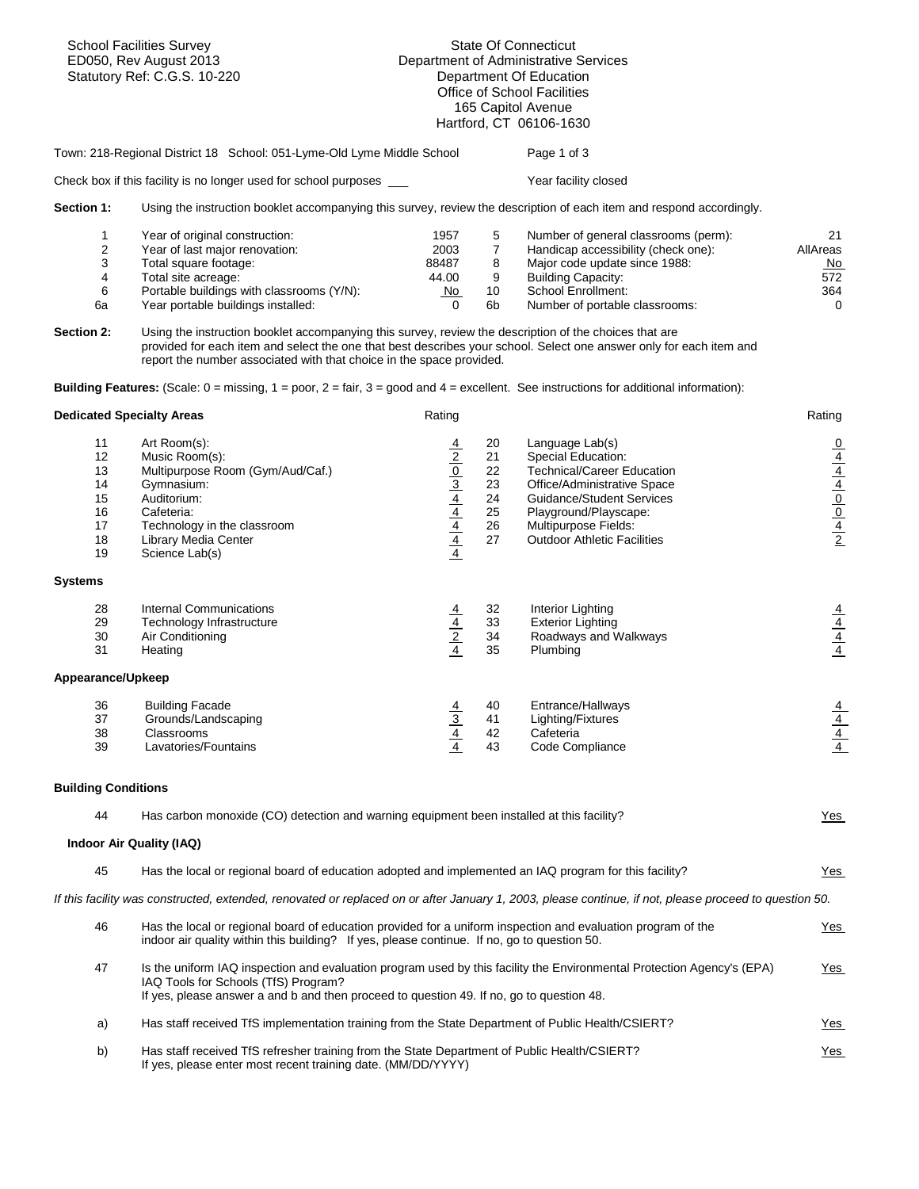School Facilities Survey
ED050, Rev August 2013
Statutory Ref: C.G.S. 10-220

State Of Connecticut
Department of Administrative Services
Department Of Education
Office of School Facilities
165 Capitol Avenue
Hartford, CT 06106-1630

Town: 218-Regional District 18 School: 051-Lyme-Old Lyme Middle School

Check box if this facility is no longer used for school purposes ___ Year facility closed

**Section 1:** Using the instruction booklet accompanying this survey, review the description of each item and respond accordingly.

| | | | | | |
|---|---|---|---|---|---|
| 1 | Year of original construction: | 1957 | 5 | Number of general classrooms (perm): | 21 |
| 2 | Year of last major renovation: | 2003 | 7 | Handicap accessibility (check one): | AllAreas |
| 3 | Total square footage: | 88487 | 8 | Major code update since 1988: | No |
| 4 | Total site acreage: | 44.00 | 9 | Building Capacity: | 572 |
| 6 | Portable buildings with classrooms (Y/N): | No | 10 | School Enrollment: | 364 |
| 6a | Year portable buildings installed: | 0 | 6b | Number of portable classrooms: | 0 |

**Section 2:** Using the instruction booklet accompanying this survey, review the description of the choices that are provided for each item and select the one that best describes your school. Select one answer only for each item and report the number associated with that choice in the space provided.

**Building Features:** (Scale: 0 = missing, 1 = poor, 2 = fair, 3 = good and 4 = excellent. See instructions for additional information):

**Dedicated Specialty Areas**

| | | Rating | | | Rating |
|---|---|---|---|---|---|
| 11 | Art Room(s): | 4 | 20 | Language Lab(s) | 0 |
| 12 | Music Room(s): | 2 | 21 | Special Education: | 4 |
| 13 | Multipurpose Room (Gym/Aud/Caf.) | 0 | 22 | Technical/Career Education | 4 |
| 14 | Gymnasium: | 3 | 23 | Office/Administrative Space | 4 |
| 15 | Auditorium: | 4 | 24 | Guidance/Student Services | 0 |
| 16 | Cafeteria: | 4 | 25 | Playground/Playscape: | 0 |
| 17 | Technology in the classroom | 4 | 26 | Multipurpose Fields: | 4 |
| 18 | Library Media Center | 4 | 27 | Outdoor Athletic Facilities | 2 |
| 19 | Science Lab(s) | 4 | | | |

**Systems**

| | | | | | |
|---|---|---|---|---|---|
| 28 | Internal Communications | 4 | 32 | Interior Lighting | 4 |
| 29 | Technology Infrastructure | 4 | 33 | Exterior Lighting | 4 |
| 30 | Air Conditioning | 2 | 34 | Roadways and Walkways | 4 |
| 31 | Heating | 4 | 35 | Plumbing | 4 |

**Appearance/Upkeep**

| | | | | | |
|---|---|---|---|---|---|
| 36 | Building Facade | 4 | 40 | Entrance/Hallways | 4 |
| 37 | Grounds/Landscaping | 3 | 41 | Lighting/Fixtures | 4 |
| 38 | Classrooms | 4 | 42 | Cafeteria | 4 |
| 39 | Lavatories/Fountains | 4 | 43 | Code Compliance | 4 |

**Building Conditions**

44 Has carbon monoxide (CO) detection and warning equipment been installed at this facility? Yes

**Indoor Air Quality (IAQ)**

45 Has the local or regional board of education adopted and implemented an IAQ program for this facility? Yes

*If this facility was constructed, extended, renovated or replaced on or after January 1, 2003, please continue, if not, please proceed to question 50.*

46 Has the local or regional board of education provided for a uniform inspection and evaluation program of the indoor air quality within this building? If yes, please continue. If no, go to question 50. Yes

47 Is the uniform IAQ inspection and evaluation program used by this facility the Environmental Protection Agency's (EPA) IAQ Tools for Schools (TfS) Program? Yes
If yes, please answer a and b and then proceed to question 49. If no, go to question 48.

a) Has staff received TfS implementation training from the State Department of Public Health/CSIERT? Yes

b) Has staff received TfS refresher training from the State Department of Public Health/CSIERT? Yes
If yes, please enter most recent training date. (MM/DD/YYYY)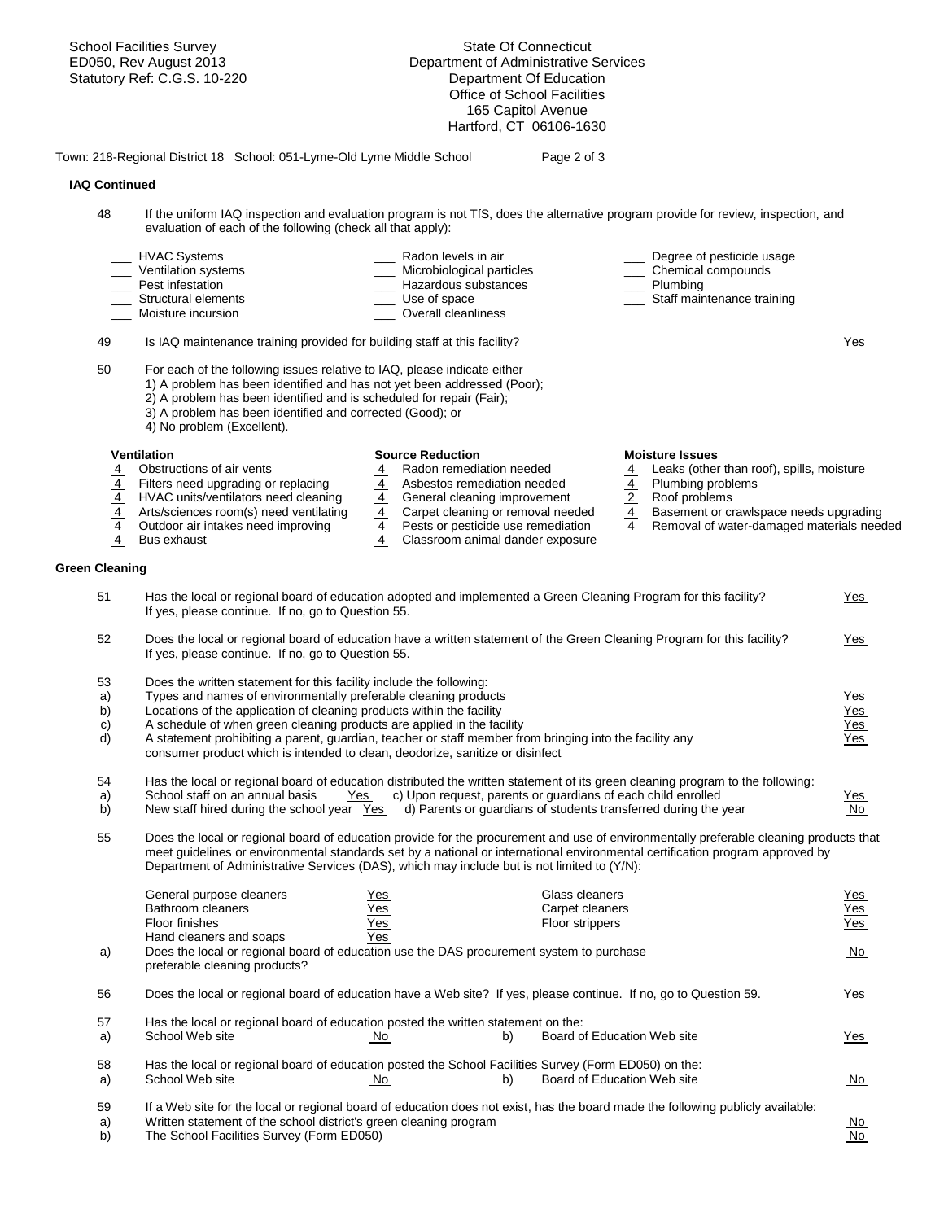School Facilities Survey
ED050, Rev August 2013
Statutory Ref: C.G.S. 10-220

State Of Connecticut
Department of Administrative Services
Department Of Education
Office of School Facilities
165 Capitol Avenue
Hartford, CT 06106-1630

Town: 218-Regional District 18 School: 051-Lyme-Old Lyme Middle School

### IAQ Continued

48 If the uniform IAQ inspection and evaluation program is not TfS, does the alternative program provide for review, inspection, and evaluation of each of the following (check all that apply):

___ HVAC Systems
___ Ventilation systems
___ Pest infestation
___ Structural elements
___ Moisture incursion
___ Radon levels in air
___ Microbiological particles
___ Hazardous substances
___ Use of space
___ Overall cleanliness
___ Degree of pesticide usage
___ Chemical compounds
___ Plumbing
___ Staff maintenance training

49 Is IAQ maintenance training provided for building staff at this facility? Yes

50 For each of the following issues relative to IAQ, please indicate either
1) A problem has been identified and has not yet been addressed (Poor);
2) A problem has been identified and is scheduled for repair (Fair);
3) A problem has been identified and corrected (Good); or
4) No problem (Excellent).

**Ventilation**
4 Obstructions of air vents
4 Filters need upgrading or replacing
4 HVAC units/ventilators need cleaning
4 Arts/sciences room(s) need ventilating
4 Outdoor air intakes need improving
4 Bus exhaust

**Source Reduction**
4 Radon remediation needed
4 Asbestos remediation needed
4 General cleaning improvement
4 Carpet cleaning or removal needed
4 Pests or pesticide use remediation
4 Classroom animal dander exposure

**Moisture Issues**
4 Leaks (other than roof), spills, moisture
4 Plumbing problems
2 Roof problems
4 Basement or crawlspace needs upgrading
4 Removal of water-damaged materials needed

### Green Cleaning

51 Has the local or regional board of education adopted and implemented a Green Cleaning Program for this facility? If yes, please continue. If no, go to Question 55. Yes

52 Does the local or regional board of education have a written statement of the Green Cleaning Program for this facility? If yes, please continue. If no, go to Question 55. Yes

53 Does the written statement for this facility include the following:
a) Types and names of environmentally preferable cleaning products Yes
b) Locations of the application of cleaning products within the facility Yes
c) A schedule of when green cleaning products are applied in the facility Yes
d) A statement prohibiting a parent, guardian, teacher or staff member from bringing into the facility any consumer product which is intended to clean, deodorize, sanitize or disinfect Yes

54 Has the local or regional board of education distributed the written statement of its green cleaning program to the following:
a) School staff on an annual basis Yes
b) New staff hired during the school year Yes
c) Upon request, parents or guardians of each child enrolled Yes
d) Parents or guardians of students transferred during the year No

55 Does the local or regional board of education provide for the procurement and use of environmentally preferable cleaning products that meet guidelines or environmental standards set by a national or international environmental certification program approved by Department of Administrative Services (DAS), which may include but is not limited to (Y/N):

| | | | |
|---|---|---|---|
| General purpose cleaners | Yes | Glass cleaners | Yes |
| Bathroom cleaners | Yes | Carpet cleaners | Yes |
| Floor finishes | Yes | Floor strippers | Yes |
| Hand cleaners and soaps | Yes | | |

a) Does the local or regional board of education use the DAS procurement system to purchase preferable cleaning products? No

56 Does the local or regional board of education have a Web site? If yes, please continue. If no, go to Question 59. Yes

57 Has the local or regional board of education posted the written statement on the:
a) School Web site No
b) Board of Education Web site Yes

58 Has the local or regional board of education posted the School Facilities Survey (Form ED050) on the:
a) School Web site No
b) Board of Education Web site No

59 If a Web site for the local or regional board of education does not exist, has the board made the following publicly available:
a) Written statement of the school district's green cleaning program No
b) The School Facilities Survey (Form ED050) No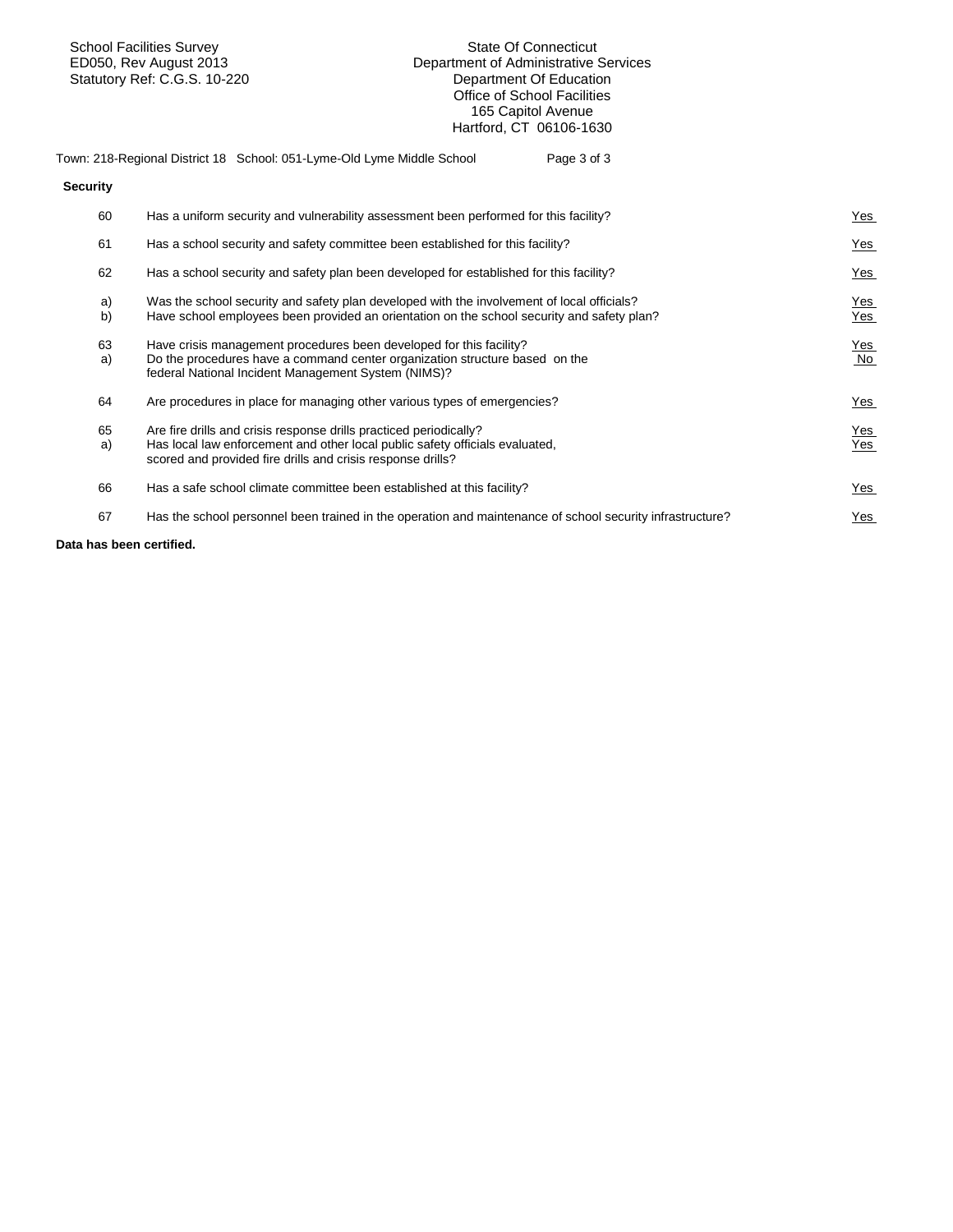School Facilities Survey
ED050, Rev August 2013
Statutory Ref: C.G.S. 10-220

State Of Connecticut
Department of Administrative Services
Department Of Education
Office of School Facilities
165 Capitol Avenue
Hartford, CT 06106-1630

Town: 218-Regional District 18 School: 051-Lyme-Old Lyme Middle School

**Security**

| | | |
|---|---|---|
| 60 | Has a uniform security and vulnerability assessment been performed for this facility? | Yes |
| 61 | Has a school security and safety committee been established for this facility? | Yes |
| 62 | Has a school security and safety plan been developed for established for this facility? | Yes |
| a) | Was the school security and safety plan developed with the involvement of local officials? | Yes |
| b) | Have school employees been provided an orientation on the school security and safety plan? | Yes |
| 63 | Have crisis management procedures been developed for this facility? | Yes |
| a) | Do the procedures have a command center organization structure based on the federal National Incident Management System (NIMS)? | No |
| 64 | Are procedures in place for managing other various types of emergencies? | Yes |
| 65 | Are fire drills and crisis response drills practiced periodically? | Yes |
| a) | Has local law enforcement and other local public safety officials evaluated, scored and provided fire drills and crisis response drills? | Yes |
| 66 | Has a safe school climate committee been established at this facility? | Yes |
| 67 | Has the school personnel been trained in the operation and maintenance of school security infrastructure? | Yes |

**Data has been certified.**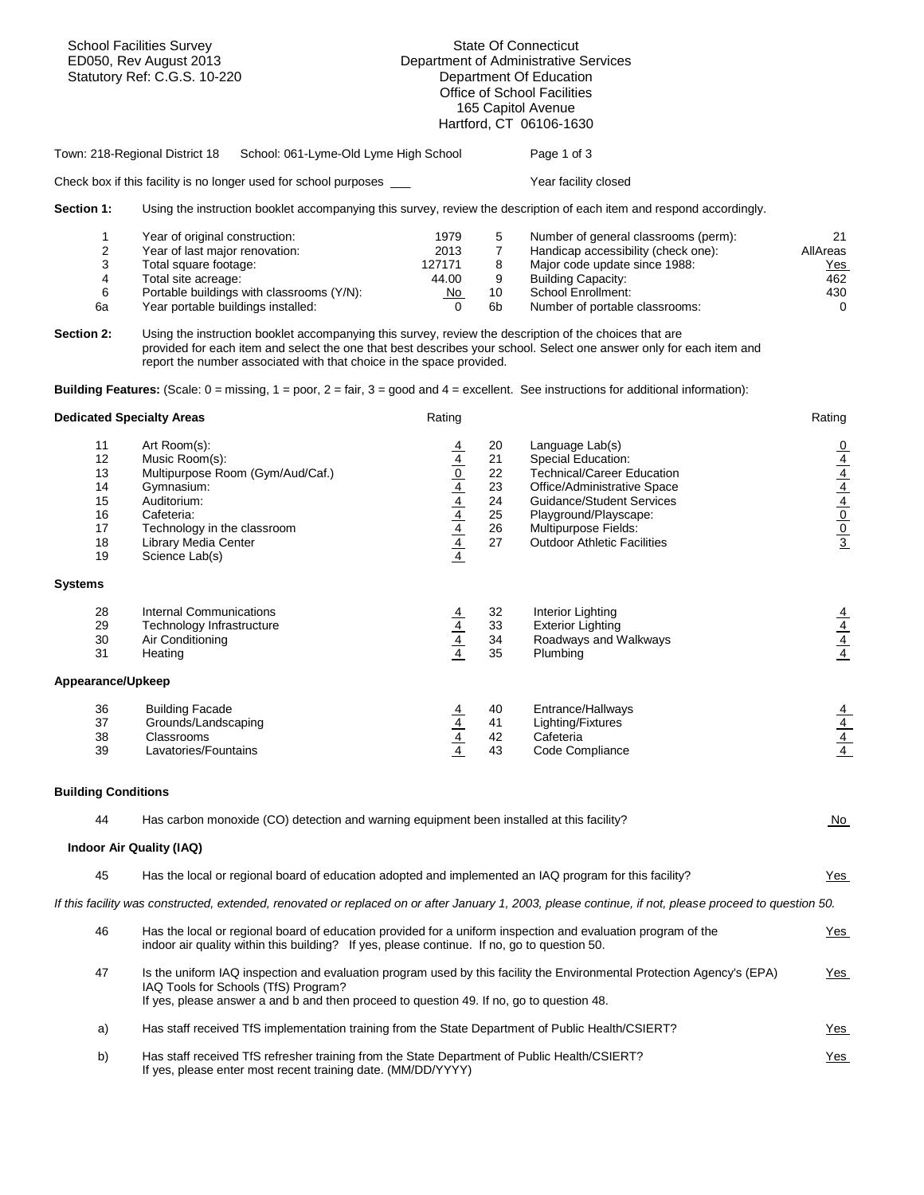School Facilities Survey
ED050, Rev August 2013
Statutory Ref: C.G.S. 10-220

State Of Connecticut
Department of Administrative Services
Department Of Education
Office of School Facilities
165 Capitol Avenue
Hartford, CT 06106-1630

Town: 218-Regional District 18 School: 061-Lyme-Old Lyme High School

Check box if this facility is no longer used for school purposes ___ Year facility closed

**Section 1:** Using the instruction booklet accompanying this survey, review the description of each item and respond accordingly.

| # | Item | Value | # | Item | Value |
|---|---|---|---|---|---|
| 1 | Year of original construction: | 1979 | 5 | Number of general classrooms (perm): | 21 |
| 2 | Year of last major renovation: | 2013 | 7 | Handicap accessibility (check one): | AllAreas |
| 3 | Total square footage: | 127171 | 8 | Major code update since 1988: | Yes |
| 4 | Total site acreage: | 44.00 | 9 | Building Capacity: | 462 |
| 6 | Portable buildings with classrooms (Y/N): | No | 10 | School Enrollment: | 430 |
| 6a | Year portable buildings installed: | 0 | 6b | Number of portable classrooms: | 0 |

**Section 2:** Using the instruction booklet accompanying this survey, review the description of the choices that are provided for each item and select the one that best describes your school. Select one answer only for each item and report the number associated with that choice in the space provided.

**Building Features:** (Scale: 0 = missing, 1 = poor, 2 = fair, 3 = good and 4 = excellent. See instructions for additional information):

**Dedicated Specialty Areas**

| # | Item | Rating | # | Item | Rating |
|---|---|---|---|---|---|
| 11 | Art Room(s): | 4 | 20 | Language Lab(s) | 0 |
| 12 | Music Room(s): | 4 | 21 | Special Education: | 4 |
| 13 | Multipurpose Room (Gym/Aud/Caf.) | 0 | 22 | Technical/Career Education | 4 |
| 14 | Gymnasium: | 4 | 23 | Office/Administrative Space | 4 |
| 15 | Auditorium: | 4 | 24 | Guidance/Student Services | 4 |
| 16 | Cafeteria: | 4 | 25 | Playground/Playscape: | 0 |
| 17 | Technology in the classroom | 4 | 26 | Multipurpose Fields: | 0 |
| 18 | Library Media Center | 4 | 27 | Outdoor Athletic Facilities | 3 |
| 19 | Science Lab(s) | 4 | | | |

**Systems**

| # | Item | Rating | # | Item | Rating |
|---|---|---|---|---|---|
| 28 | Internal Communications | 4 | 32 | Interior Lighting | 4 |
| 29 | Technology Infrastructure | 4 | 33 | Exterior Lighting | 4 |
| 30 | Air Conditioning | 4 | 34 | Roadways and Walkways | 4 |
| 31 | Heating | 4 | 35 | Plumbing | 4 |

**Appearance/Upkeep**

| # | Item | Rating | # | Item | Rating |
|---|---|---|---|---|---|
| 36 | Building Facade | 4 | 40 | Entrance/Hallways | 4 |
| 37 | Grounds/Landscaping | 4 | 41 | Lighting/Fixtures | 4 |
| 38 | Classrooms | 4 | 42 | Cafeteria | 4 |
| 39 | Lavatories/Fountains | 4 | 43 | Code Compliance | 4 |

**Building Conditions**

44 Has carbon monoxide (CO) detection and warning equipment been installed at this facility? No

**Indoor Air Quality (IAQ)**

45 Has the local or regional board of education adopted and implemented an IAQ program for this facility? Yes

*If this facility was constructed, extended, renovated or replaced on or after January 1, 2003, please continue, if not, please proceed to question 50.*

46 Has the local or regional board of education provided for a uniform inspection and evaluation program of the indoor air quality within this building? If yes, please continue. If no, go to question 50. Yes

47 Is the uniform IAQ inspection and evaluation program used by this facility the Environmental Protection Agency's (EPA) IAQ Tools for Schools (TfS) Program? If yes, please answer a and b and then proceed to question 49. If no, go to question 48. Yes

a) Has staff received TfS implementation training from the State Department of Public Health/CSIERT? Yes

b) Has staff received TfS refresher training from the State Department of Public Health/CSIERT? If yes, please enter most recent training date. (MM/DD/YYYY) Yes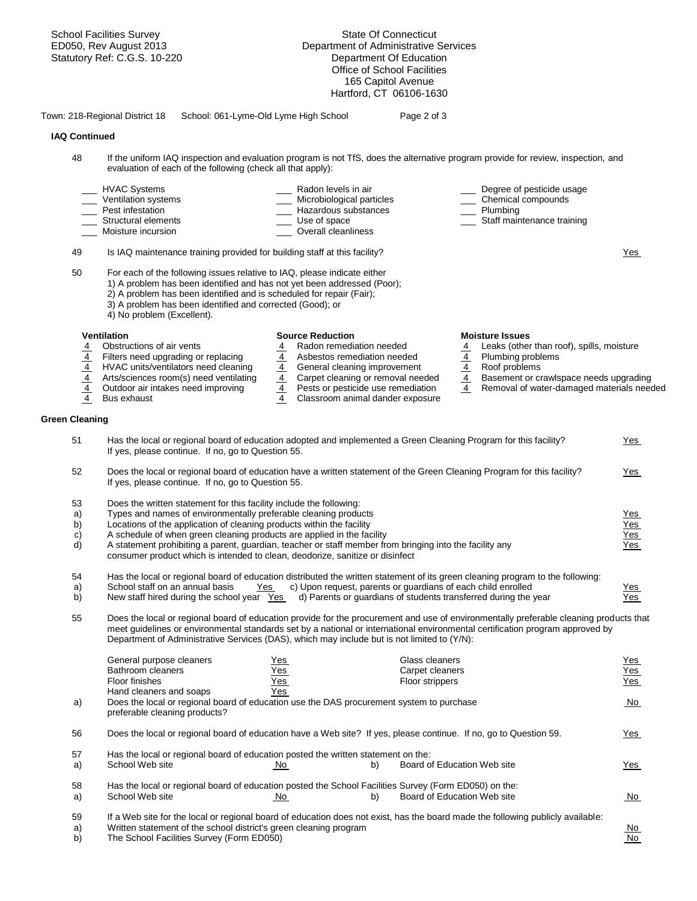School Facilities Survey
ED050, Rev August 2013
Statutory Ref: C.G.S. 10-220

State Of Connecticut
Department of Administrative Services
Department Of Education
Office of School Facilities
165 Capitol Avenue
Hartford, CT 06106-1630

Town: 218-Regional District 18    School: 061-Lyme-Old Lyme High School

### IAQ Continued

48 If the uniform IAQ inspection and evaluation program is not TfS, does the alternative program provide for review, inspection, and evaluation of each of the following (check all that apply):

| | | |
|---|---|---|
| ___ HVAC Systems | ___ Radon levels in air | ___ Degree of pesticide usage |
| ___ Ventilation systems | ___ Microbiological particles | ___ Chemical compounds |
| ___ Pest infestation | ___ Hazardous substances | ___ Plumbing |
| ___ Structural elements | ___ Use of space | ___ Staff maintenance training |
| ___ Moisture incursion | ___ Overall cleanliness | |

49 Is IAQ maintenance training provided for building staff at this facility? Yes

50 For each of the following issues relative to IAQ, please indicate either
1) A problem has been identified and has not yet been addressed (Poor);
2) A problem has been identified and is scheduled for repair (Fair);
3) A problem has been identified and corrected (Good); or
4) No problem (Excellent).

| Ventilation | Source Reduction | Moisture Issues |
|---|---|---|
| 4 Obstructions of air vents | 4 Radon remediation needed | 4 Leaks (other than roof), spills, moisture |
| 4 Filters need upgrading or replacing | 4 Asbestos remediation needed | 4 Plumbing problems |
| 4 HVAC units/ventilators need cleaning | 4 General cleaning improvement | 4 Roof problems |
| 4 Arts/sciences room(s) need ventilating | 4 Carpet cleaning or removal needed | 4 Basement or crawlspace needs upgrading |
| 4 Outdoor air intakes need improving | 4 Pests or pesticide use remediation | 4 Removal of water-damaged materials needed |
| 4 Bus exhaust | 4 Classroom animal dander exposure | |

### Green Cleaning

51 Has the local or regional board of education adopted and implemented a Green Cleaning Program for this facility? If yes, please continue. If no, go to Question 55. Yes

52 Does the local or regional board of education have a written statement of the Green Cleaning Program for this facility? If yes, please continue. If no, go to Question 55. Yes

53 Does the written statement for this facility include the following:
a) Types and names of environmentally preferable cleaning products Yes
b) Locations of the application of cleaning products within the facility Yes
c) A schedule of when green cleaning products are applied in the facility Yes
d) A statement prohibiting a parent, guardian, teacher or staff member from bringing into the facility any consumer product which is intended to clean, deodorize, sanitize or disinfect Yes

54 Has the local or regional board of education distributed the written statement of its green cleaning program to the following:
a) School staff on an annual basis Yes
b) New staff hired during the school year Yes
c) Upon request, parents or guardians of each child enrolled Yes
d) Parents or guardians of students transferred during the year Yes

55 Does the local or regional board of education provide for the procurement and use of environmentally preferable cleaning products that meet guidelines or environmental standards set by a national or international environmental certification program approved by Department of Administrative Services (DAS), which may include but is not limited to (Y/N):

| | | | |
|---|---|---|---|
| General purpose cleaners | Yes | Glass cleaners | Yes |
| Bathroom cleaners | Yes | Carpet cleaners | Yes |
| Floor finishes | Yes | Floor strippers | Yes |
| Hand cleaners and soaps | Yes | | |

a) Does the local or regional board of education use the DAS procurement system to purchase preferable cleaning products? No

56 Does the local or regional board of education have a Web site? If yes, please continue. If no, go to Question 59. Yes

57 Has the local or regional board of education posted the written statement on the:
a) School Web site No
b) Board of Education Web site Yes

58 Has the local or regional board of education posted the School Facilities Survey (Form ED050) on the:
a) School Web site No
b) Board of Education Web site No

59 If a Web site for the local or regional board of education does not exist, has the board made the following publicly available:
a) Written statement of the school district's green cleaning program No
b) The School Facilities Survey (Form ED050) No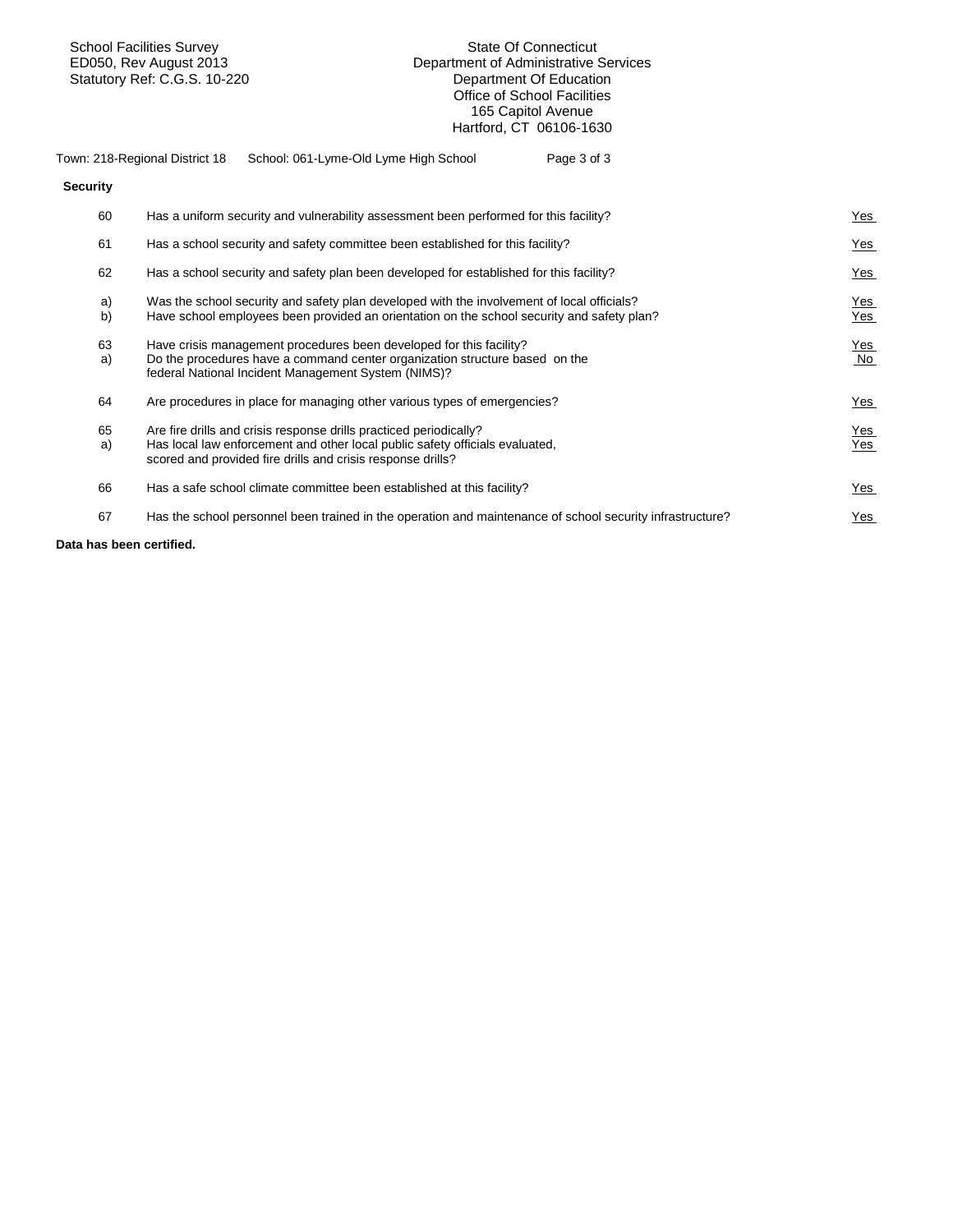School Facilities Survey
ED050, Rev August 2013
Statutory Ref: C.G.S. 10-220

State Of Connecticut
Department of Administrative Services
Department Of Education
Office of School Facilities
165 Capitol Avenue
Hartford, CT 06106-1630

Town: 218-Regional District 18 School: 061-Lyme-Old Lyme High School

**Security**

| | | |
|---|---|---|
| 60 | Has a uniform security and vulnerability assessment been performed for this facility? | Yes |
| 61 | Has a school security and safety committee been established for this facility? | Yes |
| 62 | Has a school security and safety plan been developed for established for this facility? | Yes |
| a) | Was the school security and safety plan developed with the involvement of local officials? | Yes |
| b) | Have school employees been provided an orientation on the school security and safety plan? | Yes |
| 63 | Have crisis management procedures been developed for this facility? | Yes |
| a) | Do the procedures have a command center organization structure based on the federal National Incident Management System (NIMS)? | No |
| 64 | Are procedures in place for managing other various types of emergencies? | Yes |
| 65 | Are fire drills and crisis response drills practiced periodically? | Yes |
| a) | Has local law enforcement and other local public safety officials evaluated, scored and provided fire drills and crisis response drills? | Yes |
| 66 | Has a safe school climate committee been established at this facility? | Yes |
| 67 | Has the school personnel been trained in the operation and maintenance of school security infrastructure? | Yes |

**Data has been certified.**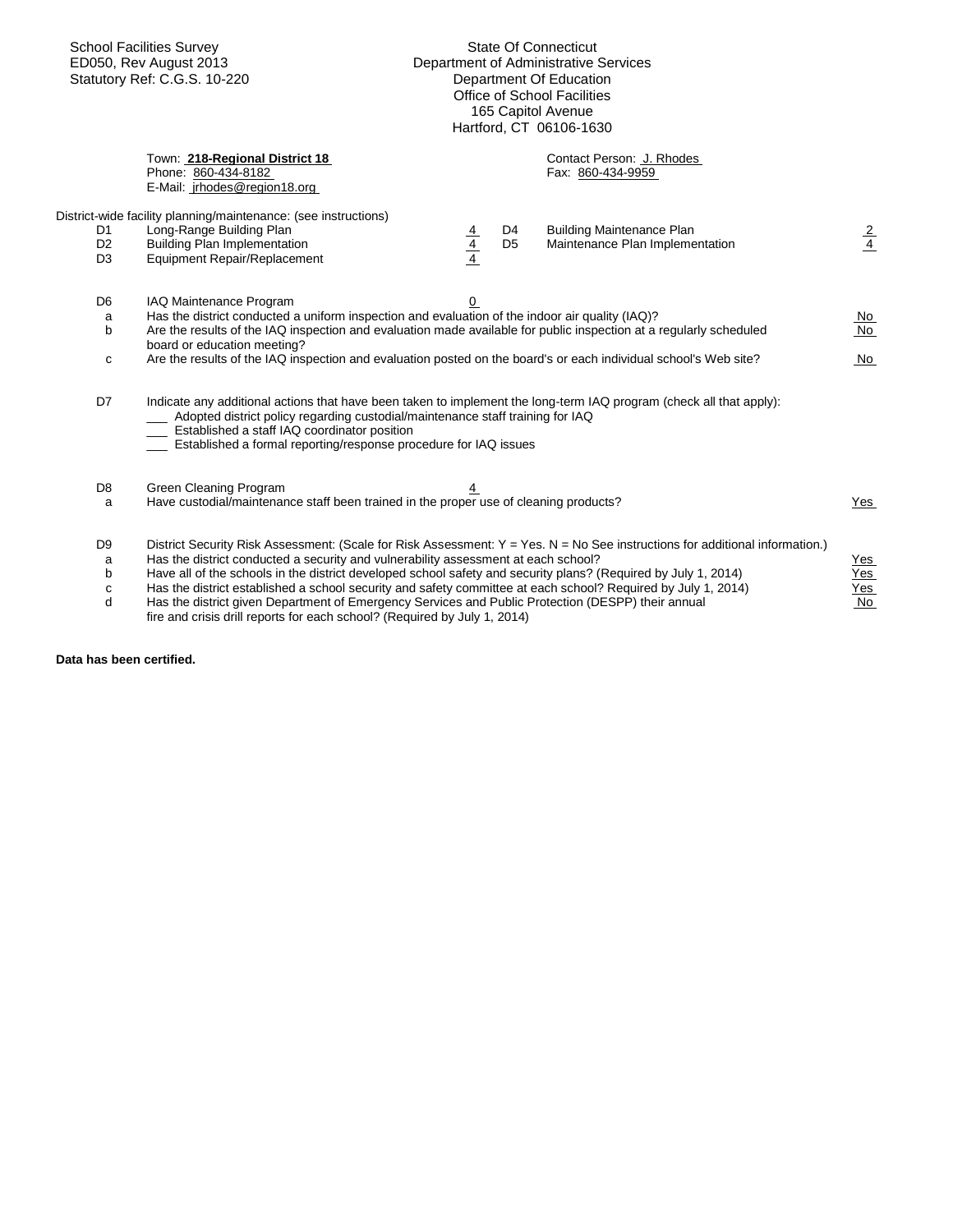School Facilities Survey
ED050, Rev August 2013
Statutory Ref: C.G.S. 10-220

State Of Connecticut
Department of Administrative Services
Department Of Education
Office of School Facilities
165 Capitol Avenue
Hartford, CT 06106-1630

Town: **218-Regional District 18**
Phone: 860-434-8182
E-Mail: jrhodes@region18.org

Contact Person: J. Rhodes
Fax: 860-434-9959

District-wide facility planning/maintenance: (see instructions)

| | | | | | |
|---|---|---|---|---|---|
| D1 | Long-Range Building Plan | 4 | D4 | Building Maintenance Plan | 2 |
| D2 | Building Plan Implementation | 4 | D5 | Maintenance Plan Implementation | 4 |
| D3 | Equipment Repair/Replacement | 4 | | | |

D6 IAQ Maintenance Program 0

| | | |
|---|---|---|
| a | Has the district conducted a uniform inspection and evaluation of the indoor air quality (IAQ)? | No |
| b | Are the results of the IAQ inspection and evaluation made available for public inspection at a regularly scheduled board or education meeting? | No |
| c | Are the results of the IAQ inspection and evaluation posted on the board's or each individual school's Web site? | No |

D7 Indicate any additional actions that have been taken to implement the long-term IAQ program (check all that apply):

- ___ Adopted district policy regarding custodial/maintenance staff training for IAQ
- ___ Established a staff IAQ coordinator position
- ___ Established a formal reporting/response procedure for IAQ issues

D8 Green Cleaning Program 4

| | | |
|---|---|---|
| a | Have custodial/maintenance staff been trained in the proper use of cleaning products? | Yes |

D9 District Security Risk Assessment: (Scale for Risk Assessment: Y = Yes. N = No See instructions for additional information.)

| | | |
|---|---|---|
| a | Has the district conducted a security and vulnerability assessment at each school? | Yes |
| b | Have all of the schools in the district developed school safety and security plans? (Required by July 1, 2014) | Yes |
| c | Has the district established a school security and safety committee at each school? Required by July 1, 2014) | Yes |
| d | Has the district given Department of Emergency Services and Public Protection (DESPP) their annual fire and crisis drill reports for each school? (Required by July 1, 2014) | No |

**Data has been certified.**